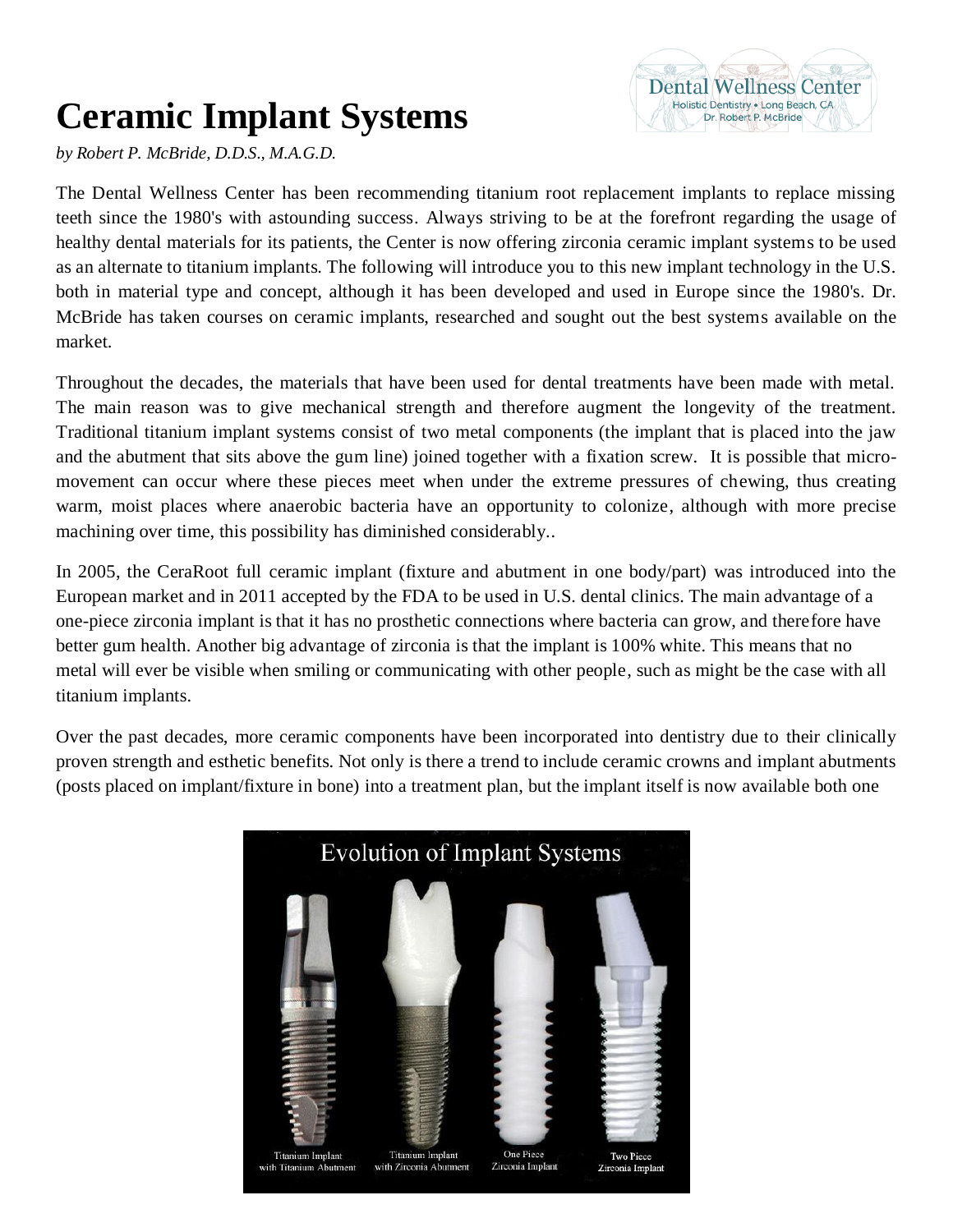# Ceramic Implant Systems

*by Robert P. McBride, D.D.S., M.A.G.D.*

The Dental Wellness Center has been recommending titanium root replacement implants to replace missing teeth since the 1980's with astounding success. Always striving to be at the forefront regarding the usage of healthy dental materials for its patients, the Center is now offering zirconia ceramic implant systems to be used as an alternate to titanium implants. The following will introduce you to this new implant technology in the U.S. both in material type and concept, although it has been developed and used in Europe since the 1980's. Dr. McBride has taken courses on ceramic implants, researched and sought out the best systems available on the market.

Throughout the decades, the materials that have been used for dental treatments have been made with metal. The main reason was to give mechanical strength and therefore augment the longevity of the treatment. Traditional titanium implant systems consist of two metal components (the implant that is placed into the jaw and the abutment that sits above the gum line) joined together with a fixation screw. It is possible that micro-movement can occur where these pieces meet when under the extreme pressures of chewing, thus creating warm, moist places where anaerobic bacteria have an opportunity to colonize, although with more precise machining over time, this possibility has diminished considerably..

In 2005, the CeraRoot full ceramic implant (fixture and abutment in one body/part) was introduced into the European market and in 2011 accepted by the FDA to be used in U.S. dental clinics. The main advantage of a one-piece zirconia implant is that it has no prosthetic connections where bacteria can grow, and therefore have better gum health. Another big advantage of zirconia is that the implant is 100% white. This means that no metal will ever be visible when smiling or communicating with other people, such as might be the case with all titanium implants.

Over the past decades, more ceramic components have been incorporated into dentistry due to their clinically proven strength and esthetic benefits. Not only is there a trend to include ceramic crowns and implant abutments (posts placed on implant/fixture in bone) into a treatment plan, but the implant itself is now available both one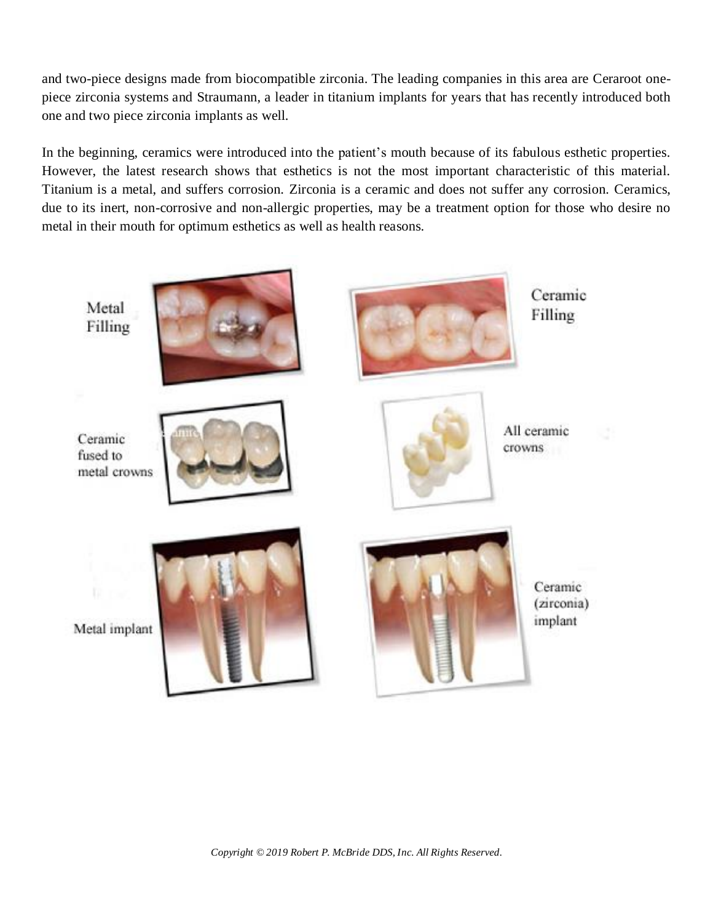and two-piece designs made from biocompatible zirconia. The leading companies in this area are Ceraroot one-piece zirconia systems and Straumann, a leader in titanium implants for years that has recently introduced both one and two piece zirconia implants as well.

In the beginning, ceramics were introduced into the patient's mouth because of its fabulous esthetic properties. However, the latest research shows that esthetics is not the most important characteristic of this material. Titanium is a metal, and suffers corrosion. Zirconia is a ceramic and does not suffer any corrosion. Ceramics, due to its inert, non-corrosive and non-allergic properties, may be a treatment option for those who desire no metal in their mouth for optimum esthetics as well as health reasons.

Metal Filling

Ceramic Filling

Ceramic fused to metal crowns

All ceramic crowns

Metal implant

Ceramic (zirconia) implant

*Copyright © 2019 Robert P. McBride DDS, Inc. All Rights Reserved.*